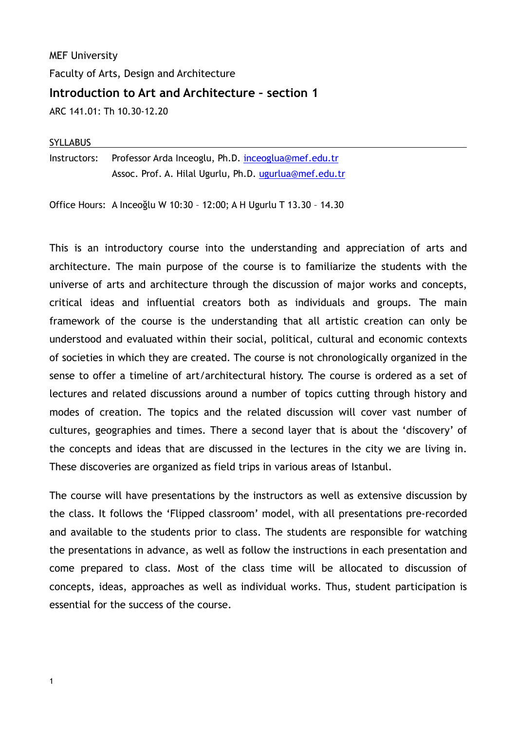MEF University

Faculty of Arts, Design and Architecture

## Introduction to Art and Architecture – section 1

ARC 141.01: Th 10.30-12.20

SYLLABUS

Instructors: Professor Arda Inceoglu, Ph.D. inceoglua@mef.edu.tr
Assoc. Prof. A. Hilal Ugurlu, Ph.D. ugurlua@mef.edu.tr

Office Hours: A Inceoğlu W 10:30 – 12:00; A H Ugurlu T 13.30 – 14.30

This is an introductory course into the understanding and appreciation of arts and architecture. The main purpose of the course is to familiarize the students with the universe of arts and architecture through the discussion of major works and concepts, critical ideas and influential creators both as individuals and groups. The main framework of the course is the understanding that all artistic creation can only be understood and evaluated within their social, political, cultural and economic contexts of societies in which they are created. The course is not chronologically organized in the sense to offer a timeline of art/architectural history. The course is ordered as a set of lectures and related discussions around a number of topics cutting through history and modes of creation. The topics and the related discussion will cover vast number of cultures, geographies and times. There a second layer that is about the 'discovery' of the concepts and ideas that are discussed in the lectures in the city we are living in. These discoveries are organized as field trips in various areas of Istanbul.

The course will have presentations by the instructors as well as extensive discussion by the class. It follows the 'Flipped classroom' model, with all presentations pre-recorded and available to the students prior to class. The students are responsible for watching the presentations in advance, as well as follow the instructions in each presentation and come prepared to class. Most of the class time will be allocated to discussion of concepts, ideas, approaches as well as individual works. Thus, student participation is essential for the success of the course.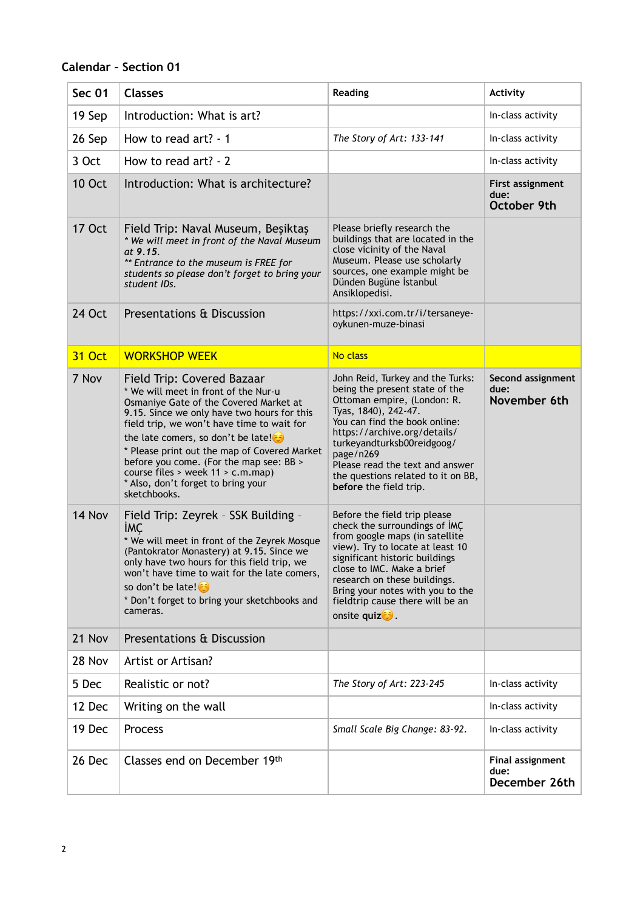## Calendar - Section 01

| Sec 01 | Classes | Reading | Activity |
| --- | --- | --- | --- |
| 19 Sep | Introduction: What is art? | | In-class activity |
| 26 Sep | How to read art? - 1 | *The Story of Art: 133-141* | In-class activity |
| 3 Oct | How to read art? - 2 | | In-class activity |
| 10 Oct | Introduction: What is architecture? | | **First assignment due: October 9th** |
| 17 Oct | Field Trip: Naval Museum, Beşiktaş<br>* *We will meet in front of the Naval Museum at **9.15**.*<br>** *Entrance to the museum is FREE for students so please don't forget to bring your student IDs.* | Please briefly research the buildings that are located in the close vicinity of the Naval Museum. Please use scholarly sources, one example might be Dünden Bugüne İstanbul Ansiklopedisi. | |
| 24 Oct | Presentations & Discussion | https://xxi.com.tr/i/tersaneye-oykunen-muze-binasi | |
| 31 Oct | WORKSHOP WEEK | No class | |
| 7 Nov | Field Trip: Covered Bazaar<br>* We will meet in front of the Nur-u Osmaniye Gate of the Covered Market at 9.15. Since we only have two hours for this field trip, we won't have time to wait for the late comers, so don't be late!☺<br>* Please print out the map of Covered Market before you come. (For the map see: BB > course files > week 11 > c.m.map)<br>* Also, don't forget to bring your sketchbooks. | John Reid, Turkey and the Turks: being the present state of the Ottoman empire, (London: R. Tyas, 1840), 242-47.<br>You can find the book online: https://archive.org/details/turkeyandturksb00reidgoog/page/n269<br>Please read the text and answer the questions related to it on BB, **before** the field trip. | **Second assignment due: November 6th** |
| 14 Nov | Field Trip: Zeyrek - SSK Building - İMÇ<br>* We will meet in front of the Zeyrek Mosque (Pantokrator Monastery) at 9.15. Since we only have two hours for this field trip, we won't have time to wait for the late comers, so don't be late!☺<br>* Don't forget to bring your sketchbooks and cameras. | Before the field trip please check the surroundings of İMÇ from google maps (in satellite view). Try to locate at least 10 significant historic buildings close to IMC. Make a brief research on these buildings. Bring your notes with you to the fieldtrip cause there will be an onsite **quiz**☺. | |
| 21 Nov | Presentations & Discussion | | |
| 28 Nov | Artist or Artisan? | | |
| 5 Dec | Realistic or not? | *The Story of Art: 223-245* | In-class activity |
| 12 Dec | Writing on the wall | | In-class activity |
| 19 Dec | Process | *Small Scale Big Change: 83-92.* | In-class activity |
| 26 Dec | Classes end on December 19th | | **Final assignment due: December 26th** |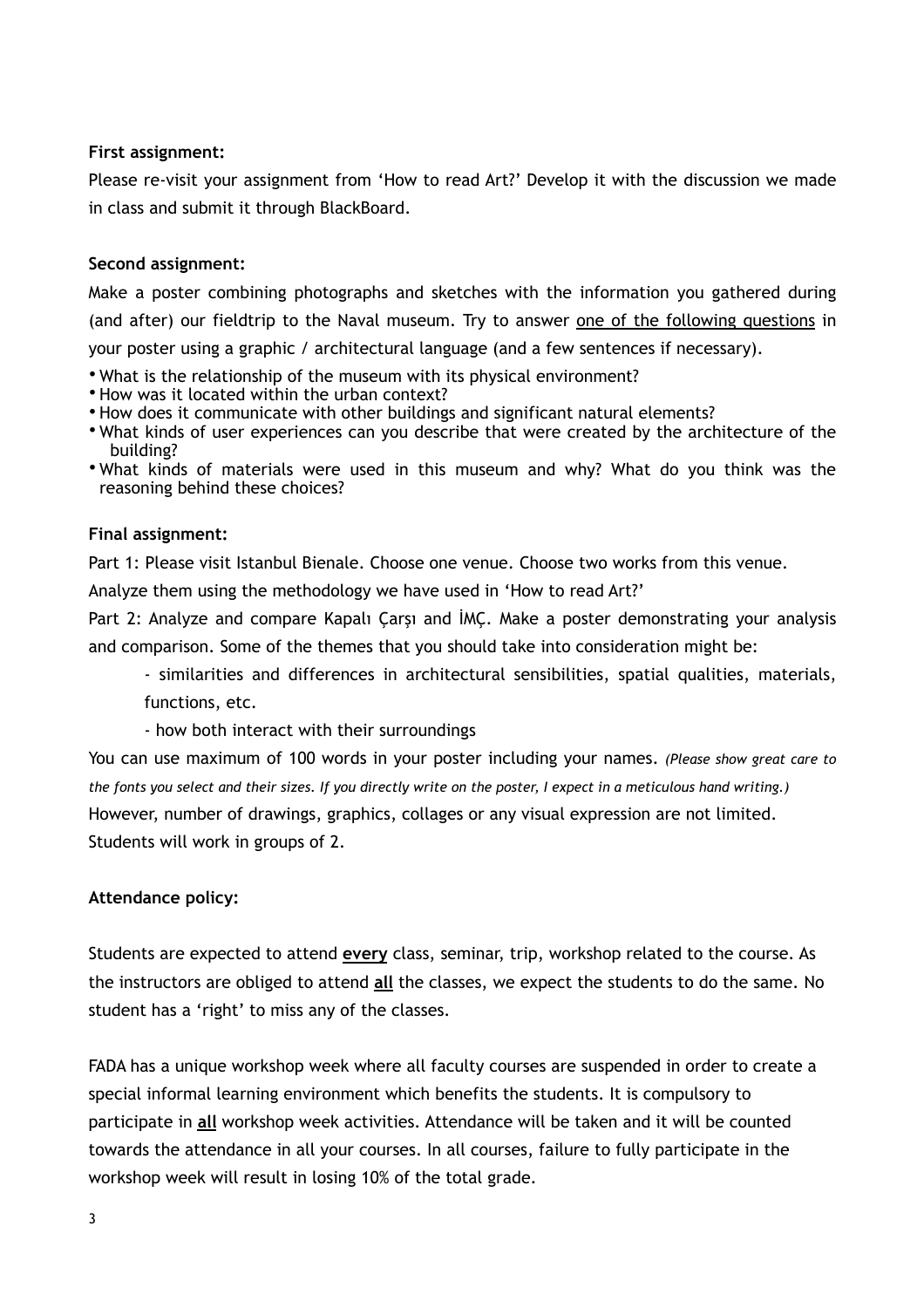**First assignment:**

Please re-visit your assignment from 'How to read Art?' Develop it with the discussion we made in class and submit it through BlackBoard.

**Second assignment:**

Make a poster combining photographs and sketches with the information you gathered during (and after) our fieldtrip to the Naval museum. Try to answer one of the following questions in your poster using a graphic / architectural language (and a few sentences if necessary).

- What is the relationship of the museum with its physical environment?
- How was it located within the urban context?
- How does it communicate with other buildings and significant natural elements?
- What kinds of user experiences can you describe that were created by the architecture of the building?
- What kinds of materials were used in this museum and why? What do you think was the reasoning behind these choices?

**Final assignment:**

Part 1: Please visit Istanbul Bienale. Choose one venue. Choose two works from this venue. Analyze them using the methodology we have used in 'How to read Art?'

Part 2: Analyze and compare Kapalı Çarşı and İMÇ. Make a poster demonstrating your analysis and comparison. Some of the themes that you should take into consideration might be:

- similarities and differences in architectural sensibilities, spatial qualities, materials, functions, etc.
- how both interact with their surroundings

You can use maximum of 100 words in your poster including your names. *(Please show great care to the fonts you select and their sizes. If you directly write on the poster, I expect in a meticulous hand writing.)*
However, number of drawings, graphics, collages or any visual expression are not limited.
Students will work in groups of 2.

**Attendance policy:**

Students are expected to attend **every** class, seminar, trip, workshop related to the course. As the instructors are obliged to attend **all** the classes, we expect the students to do the same. No student has a 'right' to miss any of the classes.

FADA has a unique workshop week where all faculty courses are suspended in order to create a special informal learning environment which benefits the students. It is compulsory to participate in **all** workshop week activities. Attendance will be taken and it will be counted towards the attendance in all your courses. In all courses, failure to fully participate in the workshop week will result in losing 10% of the total grade.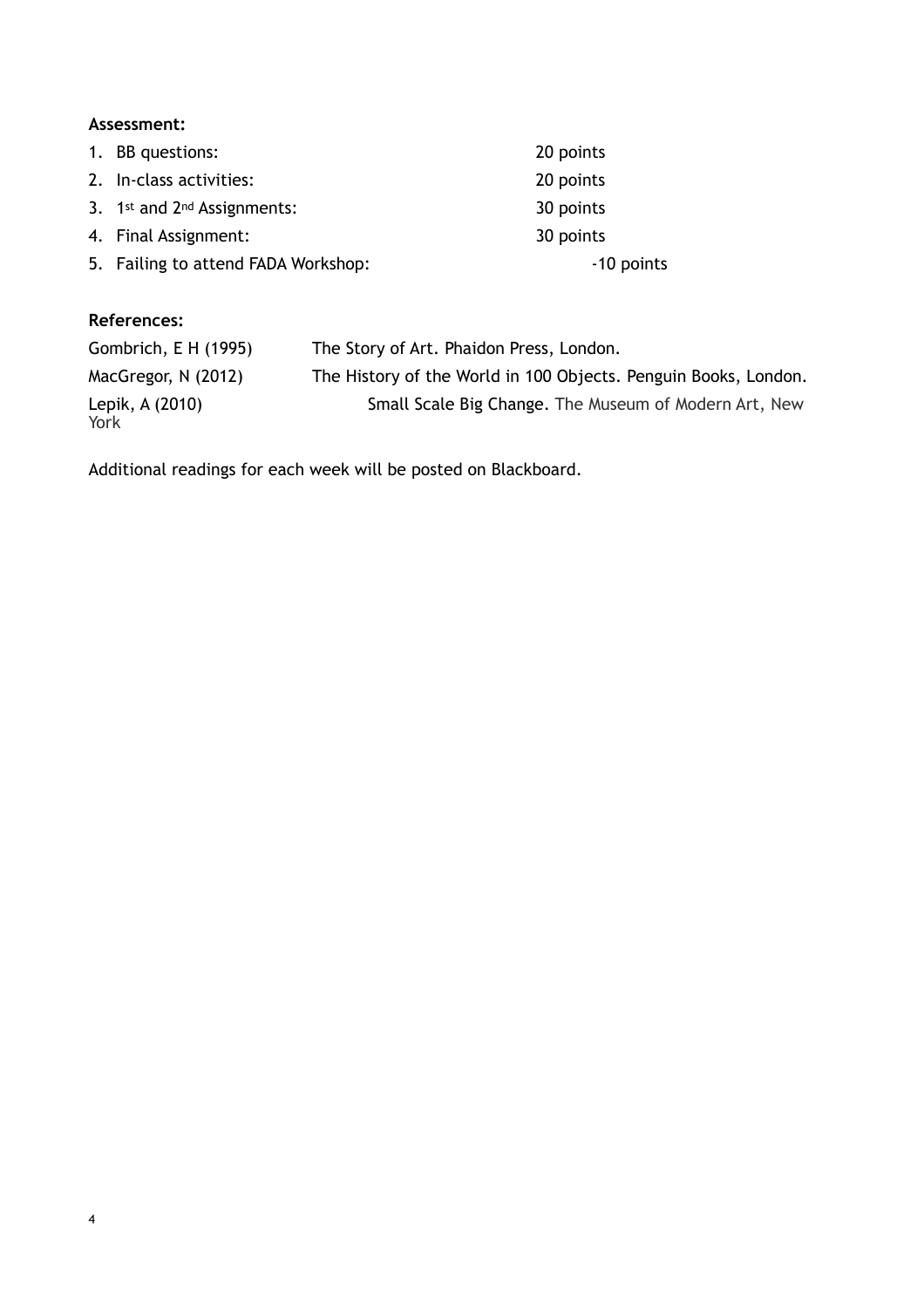**Assessment:**

1. BB questions: 20 points
2. In-class activities: 20 points
3. 1st and 2nd Assignments: 30 points
4. Final Assignment: 30 points
5. Failing to attend FADA Workshop: -10 points

**References:**

| | |
|---|---|
| Gombrich, E H (1995) | The Story of Art. Phaidon Press, London. |
| MacGregor, N (2012) | The History of the World in 100 Objects. Penguin Books, London. |
| Lepik, A (2010) | Small Scale Big Change. The Museum of Modern Art, New York |

Additional readings for each week will be posted on Blackboard.